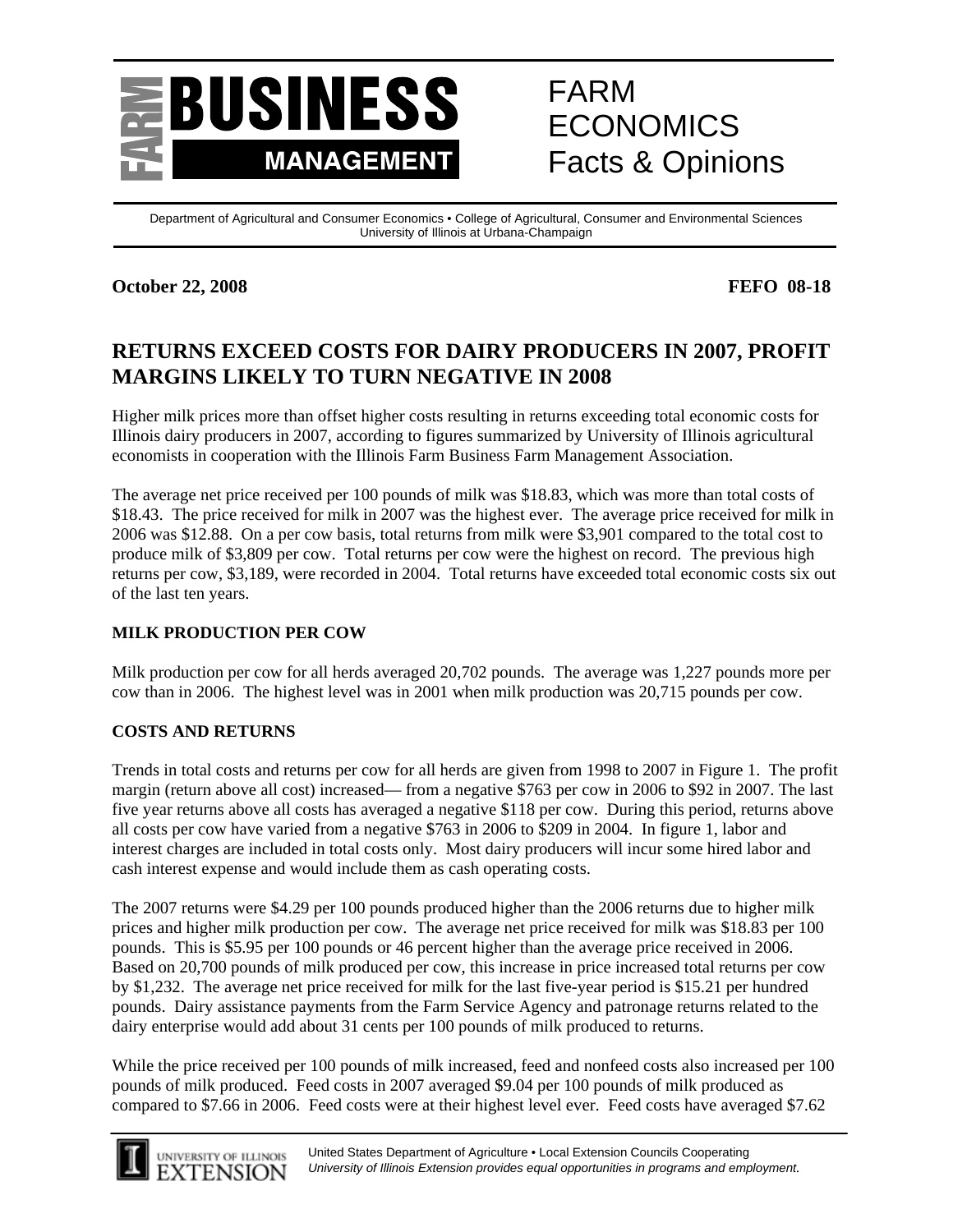FARM BUSINESS MANAGEMENT

FARM ECONOMICS Facts & Opinions

Department of Agricultural and Consumer Economics • College of Agricultural, Consumer and Environmental Sciences
University of Illinois at Urbana-Champaign

**October 22, 2008** **FEFO 08-18**

# RETURNS EXCEED COSTS FOR DAIRY PRODUCERS IN 2007, PROFIT MARGINS LIKELY TO TURN NEGATIVE IN 2008

Higher milk prices more than offset higher costs resulting in returns exceeding total economic costs for Illinois dairy producers in 2007, according to figures summarized by University of Illinois agricultural economists in cooperation with the Illinois Farm Business Farm Management Association.

The average net price received per 100 pounds of milk was $18.83, which was more than total costs of $18.43. The price received for milk in 2007 was the highest ever. The average price received for milk in 2006 was $12.88. On a per cow basis, total returns from milk were $3,901 compared to the total cost to produce milk of $3,809 per cow. Total returns per cow were the highest on record. The previous high returns per cow, $3,189, were recorded in 2004. Total returns have exceeded total economic costs six out of the last ten years.

## MILK PRODUCTION PER COW

Milk production per cow for all herds averaged 20,702 pounds. The average was 1,227 pounds more per cow than in 2006. The highest level was in 2001 when milk production was 20,715 pounds per cow.

## COSTS AND RETURNS

Trends in total costs and returns per cow for all herds are given from 1998 to 2007 in Figure 1. The profit margin (return above all cost) increased— from a negative $763 per cow in 2006 to $92 in 2007. The last five year returns above all costs has averaged a negative $118 per cow. During this period, returns above all costs per cow have varied from a negative $763 in 2006 to $209 in 2004. In figure 1, labor and interest charges are included in total costs only. Most dairy producers will incur some hired labor and cash interest expense and would include them as cash operating costs.

The 2007 returns were $4.29 per 100 pounds produced higher than the 2006 returns due to higher milk prices and higher milk production per cow. The average net price received for milk was $18.83 per 100 pounds. This is $5.95 per 100 pounds or 46 percent higher than the average price received in 2006. Based on 20,700 pounds of milk produced per cow, this increase in price increased total returns per cow by $1,232. The average net price received for milk for the last five-year period is $15.21 per hundred pounds. Dairy assistance payments from the Farm Service Agency and patronage returns related to the dairy enterprise would add about 31 cents per 100 pounds of milk produced to returns.

While the price received per 100 pounds of milk increased, feed and nonfeed costs also increased per 100 pounds of milk produced. Feed costs in 2007 averaged $9.04 per 100 pounds of milk produced as compared to $7.66 in 2006. Feed costs were at their highest level ever. Feed costs have averaged $7.62

United States Department of Agriculture • Local Extension Councils Cooperating
*University of Illinois Extension provides equal opportunities in programs and employment.*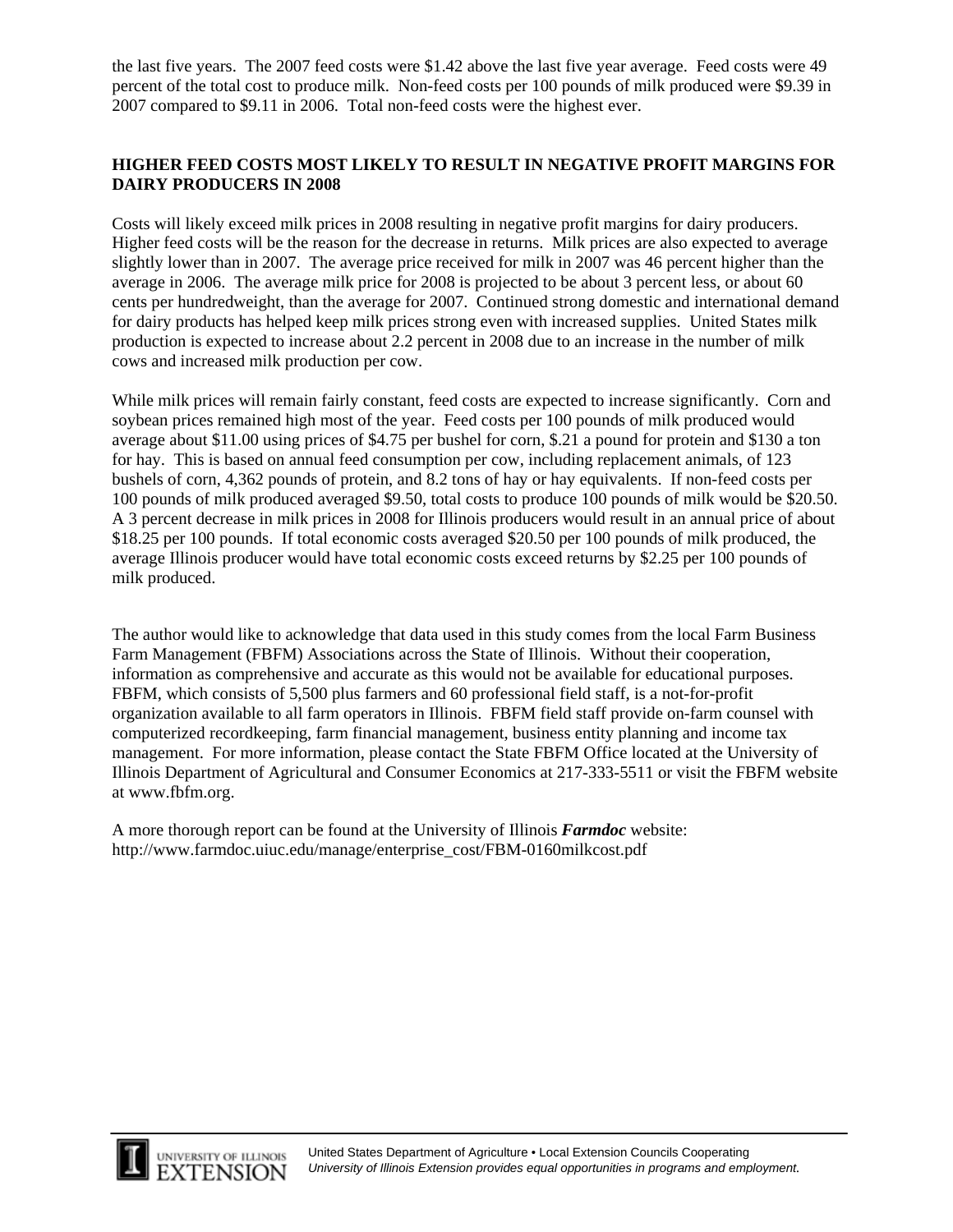the last five years. The 2007 feed costs were $1.42 above the last five year average. Feed costs were 49 percent of the total cost to produce milk. Non-feed costs per 100 pounds of milk produced were $9.39 in 2007 compared to $9.11 in 2006. Total non-feed costs were the highest ever.

**HIGHER FEED COSTS MOST LIKELY TO RESULT IN NEGATIVE PROFIT MARGINS FOR DAIRY PRODUCERS IN 2008**

Costs will likely exceed milk prices in 2008 resulting in negative profit margins for dairy producers. Higher feed costs will be the reason for the decrease in returns. Milk prices are also expected to average slightly lower than in 2007. The average price received for milk in 2007 was 46 percent higher than the average in 2006. The average milk price for 2008 is projected to be about 3 percent less, or about 60 cents per hundredweight, than the average for 2007. Continued strong domestic and international demand for dairy products has helped keep milk prices strong even with increased supplies. United States milk production is expected to increase about 2.2 percent in 2008 due to an increase in the number of milk cows and increased milk production per cow.

While milk prices will remain fairly constant, feed costs are expected to increase significantly. Corn and soybean prices remained high most of the year. Feed costs per 100 pounds of milk produced would average about $11.00 using prices of $4.75 per bushel for corn, $.21 a pound for protein and $130 a ton for hay. This is based on annual feed consumption per cow, including replacement animals, of 123 bushels of corn, 4,362 pounds of protein, and 8.2 tons of hay or hay equivalents. If non-feed costs per 100 pounds of milk produced averaged $9.50, total costs to produce 100 pounds of milk would be $20.50. A 3 percent decrease in milk prices in 2008 for Illinois producers would result in an annual price of about $18.25 per 100 pounds. If total economic costs averaged $20.50 per 100 pounds of milk produced, the average Illinois producer would have total economic costs exceed returns by $2.25 per 100 pounds of milk produced.

The author would like to acknowledge that data used in this study comes from the local Farm Business Farm Management (FBFM) Associations across the State of Illinois. Without their cooperation, information as comprehensive and accurate as this would not be available for educational purposes. FBFM, which consists of 5,500 plus farmers and 60 professional field staff, is a not-for-profit organization available to all farm operators in Illinois. FBFM field staff provide on-farm counsel with computerized recordkeeping, farm financial management, business entity planning and income tax management. For more information, please contact the State FBFM Office located at the University of Illinois Department of Agricultural and Consumer Economics at 217-333-5511 or visit the FBFM website at www.fbfm.org.

A more thorough report can be found at the University of Illinois ***Farmdoc*** website: http://www.farmdoc.uiuc.edu/manage/enterprise_cost/FBM-0160milkcost.pdf

UNIVERSITY OF ILLINOIS EXTENSION

United States Department of Agriculture • Local Extension Councils Cooperating
*University of Illinois Extension provides equal opportunities in programs and employment.*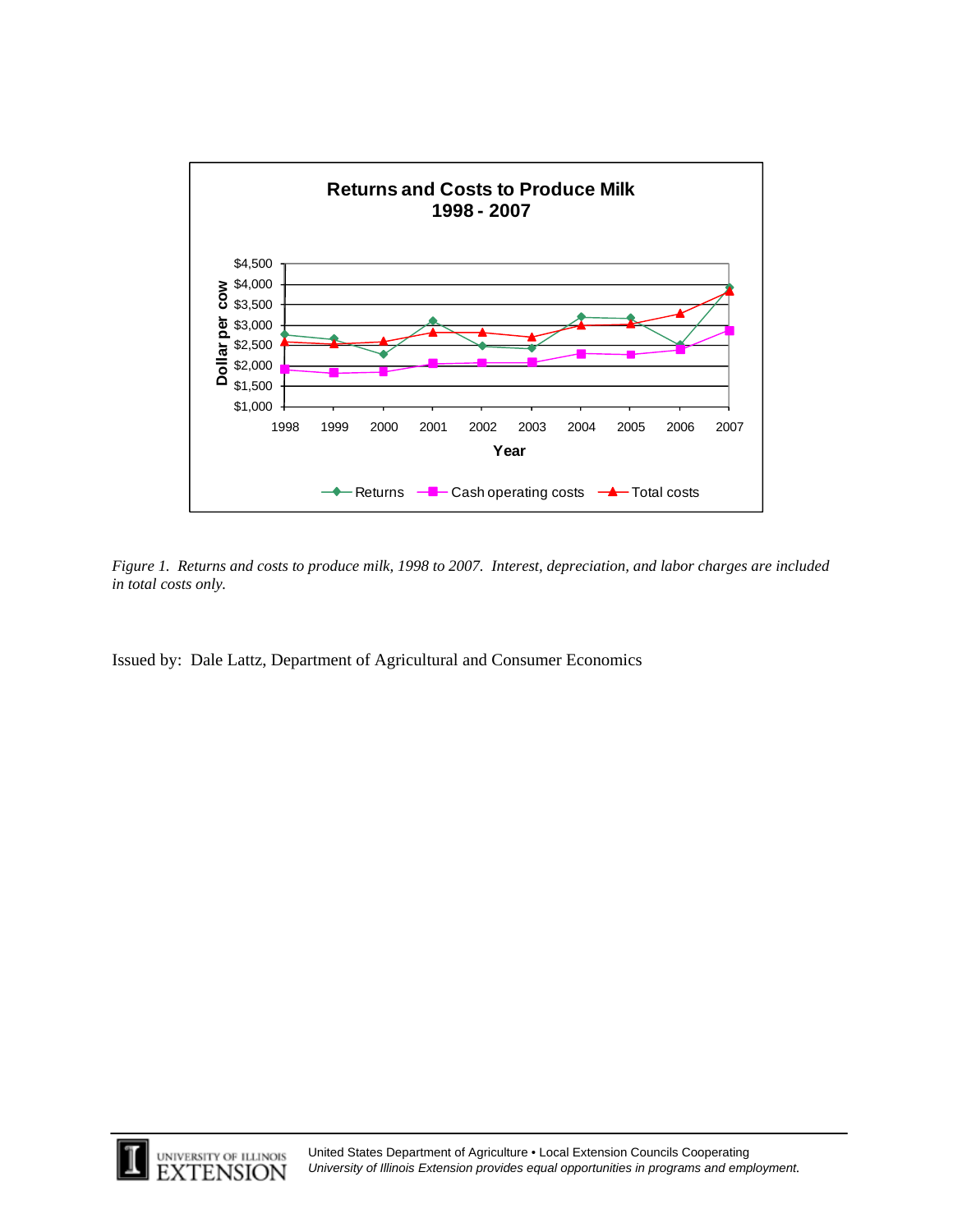Returns and Costs to Produce Milk
1998 - 2007

Dollar per cow

$4,500
$4,000
$3,500
$3,000
$2,500
$2,000
$1,500
$1,000

1998 1999 2000 2001 2002 2003 2004 2005 2006 2007

Year

Returns — Cash operating costs — Total costs

*Figure 1. Returns and costs to produce milk, 1998 to 2007. Interest, depreciation, and labor charges are included in total costs only.*

Issued by: Dale Lattz, Department of Agricultural and Consumer Economics

UNIVERSITY OF ILLINOIS EXTENSION

United States Department of Agriculture • Local Extension Councils Cooperating
*University of Illinois Extension provides equal opportunities in programs and employment.*